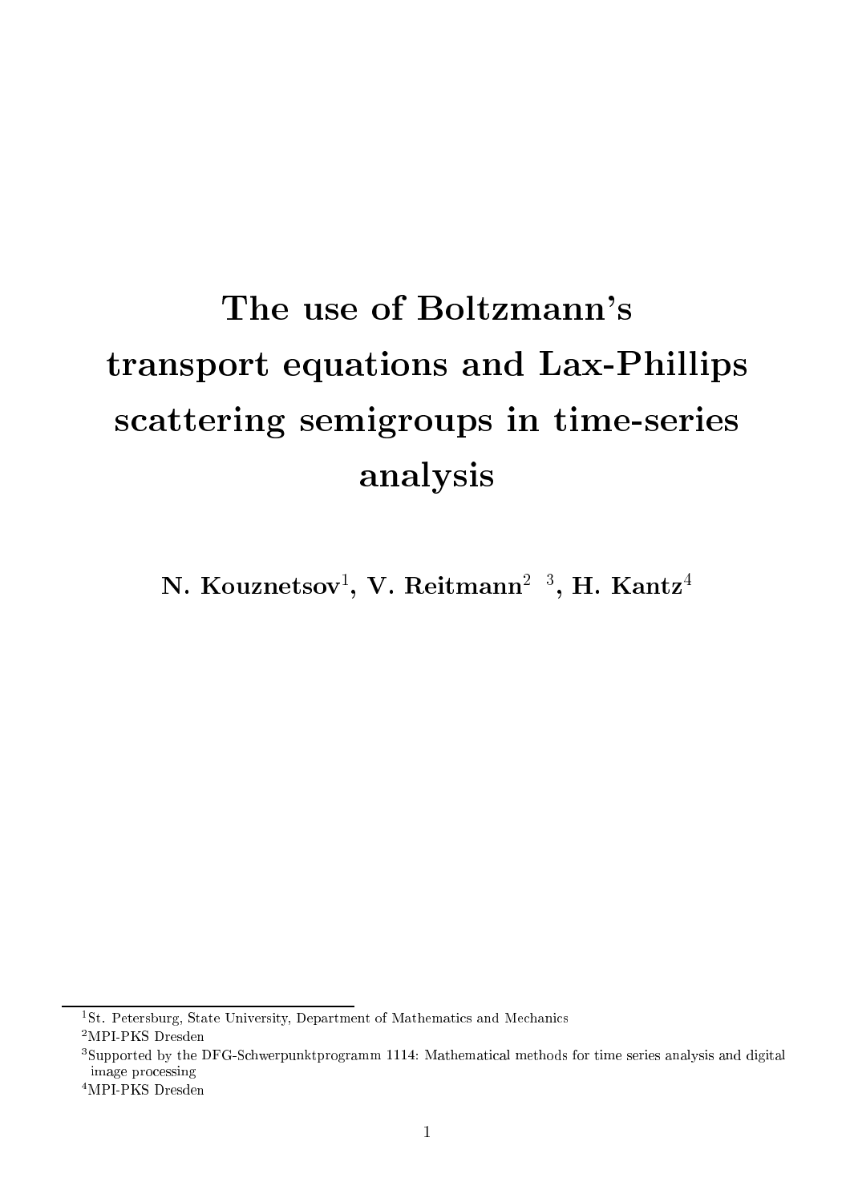# The use of Boltzmann's transport equations and Lax-Phillips scattering semigroups in time-series analysis

**N. Kouznetsov**[1], **V. Reitmann**[2 3], **H. Kantz**[4]

---

[1] St. Petersburg, State University, Department of Mathematics and Mechanics

[2] MPI-PKS Dresden

[3] Supported by the DFG-Schwerpunktprogramm 1114: Mathematical methods for time series analysis and digital image processing

[4] MPI-PKS Dresden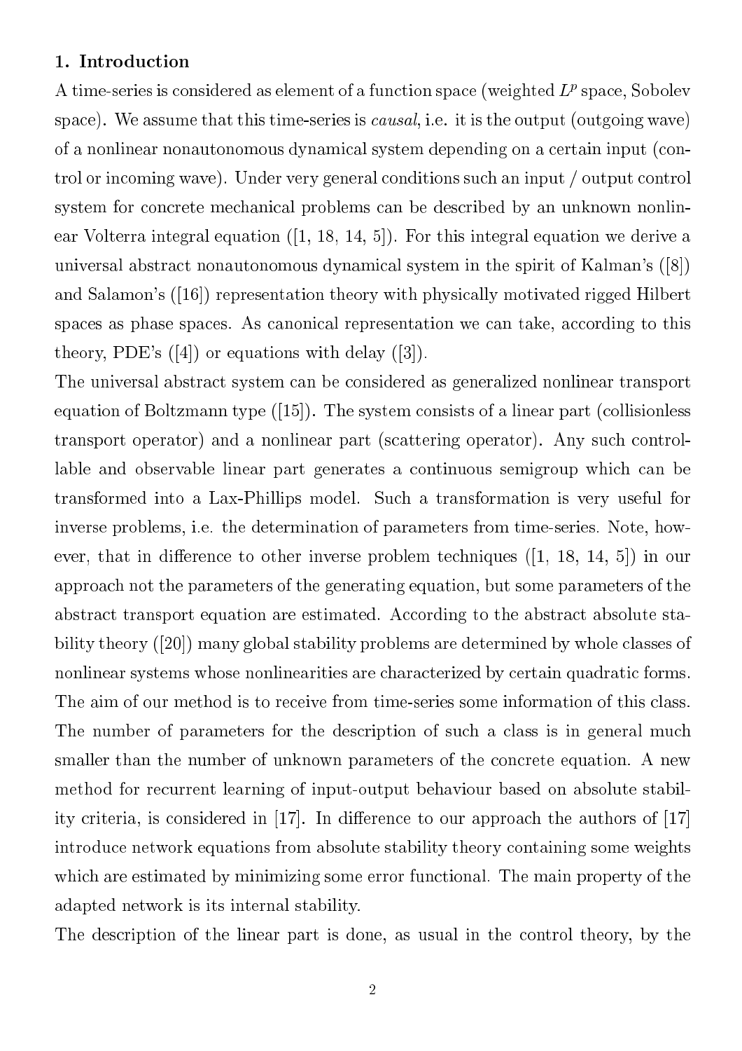## 1. Introduction

A time-series is considered as element of a function space (weighted $L^p$ space, Sobolev space). We assume that this time-series is *causal*, i.e. it is the output (outgoing wave) of a nonlinear nonautonomous dynamical system depending on a certain input (control or incoming wave). Under very general conditions such an input / output control system for concrete mechanical problems can be described by an unknown nonlinear Volterra integral equation ([1, 18, 14, 5]). For this integral equation we derive a universal abstract nonautonomous dynamical system in the spirit of Kalman's ([8]) and Salamon's ([16]) representation theory with physically motivated rigged Hilbert spaces as phase spaces. As canonical representation we can take, according to this theory, PDE's ([4]) or equations with delay ([3]).

The universal abstract system can be considered as generalized nonlinear transport equation of Boltzmann type ([15]). The system consists of a linear part (collisionless transport operator) and a nonlinear part (scattering operator). Any such controllable and observable linear part generates a continuous semigroup which can be transformed into a Lax-Phillips model. Such a transformation is very useful for inverse problems, i.e. the determination of parameters from time-series. Note, however, that in difference to other inverse problem techniques ([1, 18, 14, 5]) in our approach not the parameters of the generating equation, but some parameters of the abstract transport equation are estimated. According to the abstract absolute stability theory ([20]) many global stability problems are determined by whole classes of nonlinear systems whose nonlinearities are characterized by certain quadratic forms. The aim of our method is to receive from time-series some information of this class. The number of parameters for the description of such a class is in general much smaller than the number of unknown parameters of the concrete equation. A new method for recurrent learning of input-output behaviour based on absolute stability criteria, is considered in [17]. In difference to our approach the authors of [17] introduce network equations from absolute stability theory containing some weights which are estimated by minimizing some error functional. The main property of the adapted network is its internal stability.

The description of the linear part is done, as usual in the control theory, by the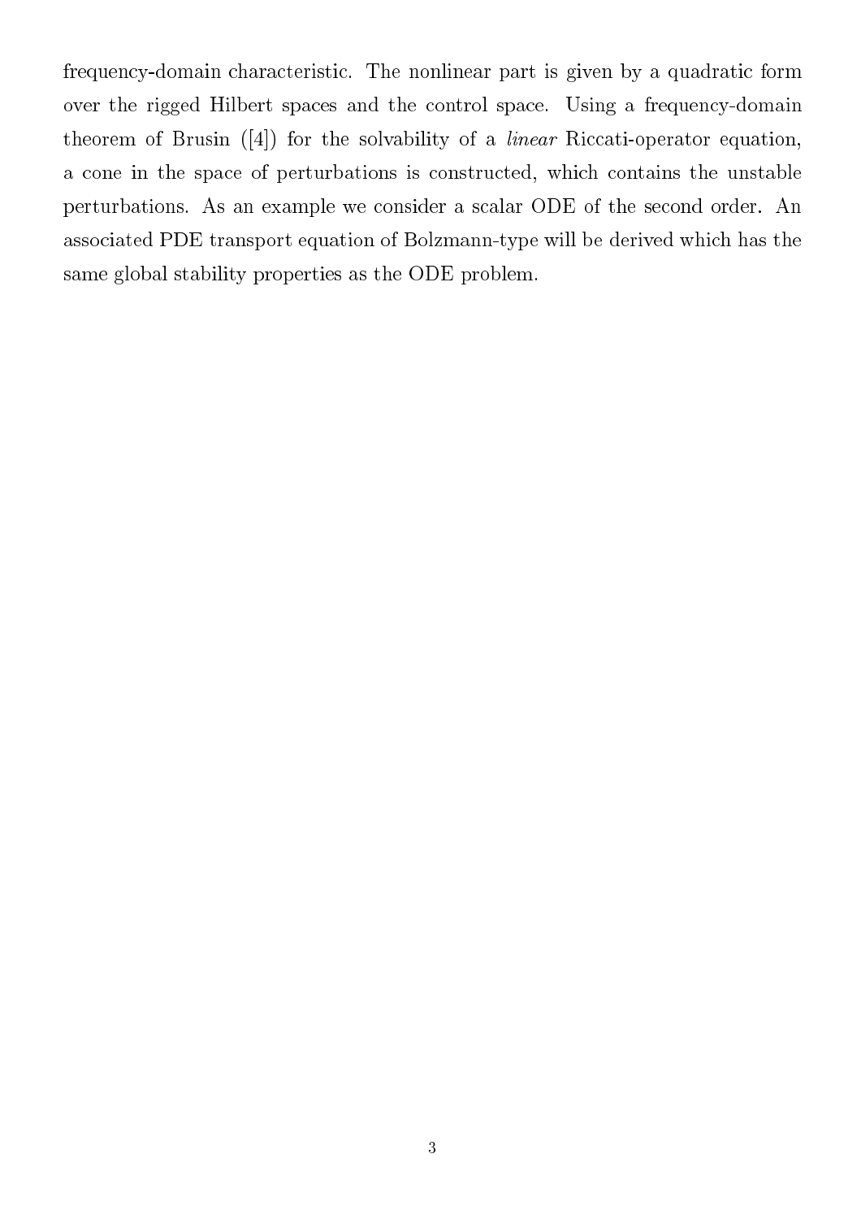frequency-domain characteristic. The nonlinear part is given by a quadratic form over the rigged Hilbert spaces and the control space. Using a frequency-domain theorem of Brusin ([4]) for the solvability of a *linear* Riccati-operator equation, a cone in the space of perturbations is constructed, which contains the unstable perturbations. As an example we consider a scalar ODE of the second order. An associated PDE transport equation of Bolzmann-type will be derived which has the same global stability properties as the ODE problem.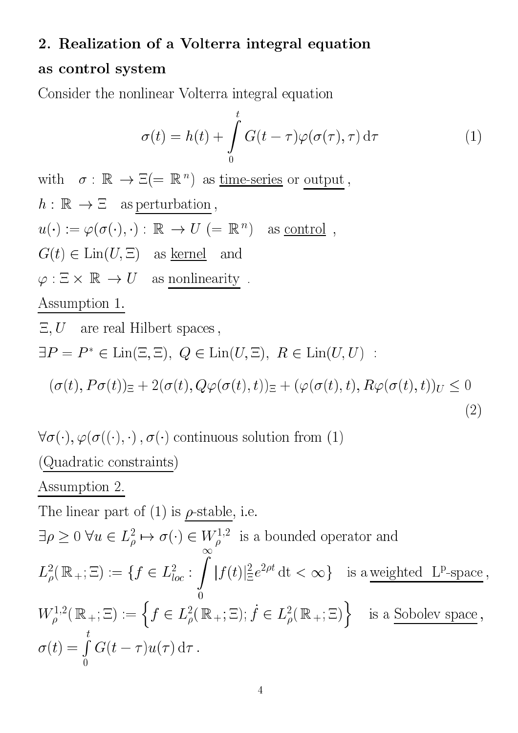## 2. Realization of a Volterra integral equation as control system

Consider the nonlinear Volterra integral equation

$$\sigma(t) = h(t) + \int_0^t G(t-\tau)\varphi(\sigma(\tau),\tau)\,\mathrm{d}\tau \tag{1}$$

with $\sigma : \mathbb{R} \to \Xi (= \mathbb{R}^n)$ as <u>time-series</u> or <u>output</u>,

$h : \mathbb{R} \to \Xi$ as <u>perturbation</u>,

$u(\cdot) := \varphi(\sigma(\cdot),\cdot) : \mathbb{R} \to U\ (= \mathbb{R}^n)$ as <u>control</u>,

$G(t) \in \mathrm{Lin}(U,\Xi)$ as <u>kernel</u> and

$\varphi : \Xi \times \mathbb{R} \to U$ as <u>nonlinearity</u>.

<u>Assumption 1.</u>

$\Xi, U$ are real Hilbert spaces,

$\exists P = P^* \in \mathrm{Lin}(\Xi,\Xi),\ Q \in \mathrm{Lin}(U,\Xi),\ R \in \mathrm{Lin}(U,U)$ :

$$(\sigma(t),P\sigma(t))_\Xi + 2(\sigma(t),Q\varphi(\sigma(t),t))_\Xi + (\varphi(\sigma(t),t),R\varphi(\sigma(t),t))_U \le 0 \tag{2}$$

$\forall \sigma(\cdot), \varphi(\sigma((\cdot),\cdot)\,, \sigma(\cdot)$ continuous solution from (1)

(<u>Quadratic constraints</u>)

<u>Assumption 2.</u>

The linear part of (1) is <u>$\rho$-stable</u>, i.e.

$\exists \rho \ge 0\ \forall u \in L^2_\rho \mapsto \sigma(\cdot) \in W^{1,2}_\rho$ is a bounded operator and

$L^2_\rho(\mathbb{R}_+;\Xi) := \{f \in L^2_{loc} : \int_0^\infty |f(t)|^2_\Xi e^{2\rho t}\,\mathrm{dt} < \infty\}$ is a <u>weighted $\mathrm{L^p}$-space</u>,

$W^{1,2}_\rho(\mathbb{R}_+;\Xi) := \left\{ f \in L^2_\rho(\mathbb{R}_+;\Xi);\ \dot{f} \in L^2_\rho(\mathbb{R}_+;\Xi) \right\}$ is a <u>Sobolev space</u>,

$\sigma(t) = \int_0^t G(t-\tau)u(\tau)\,\mathrm{d}\tau$.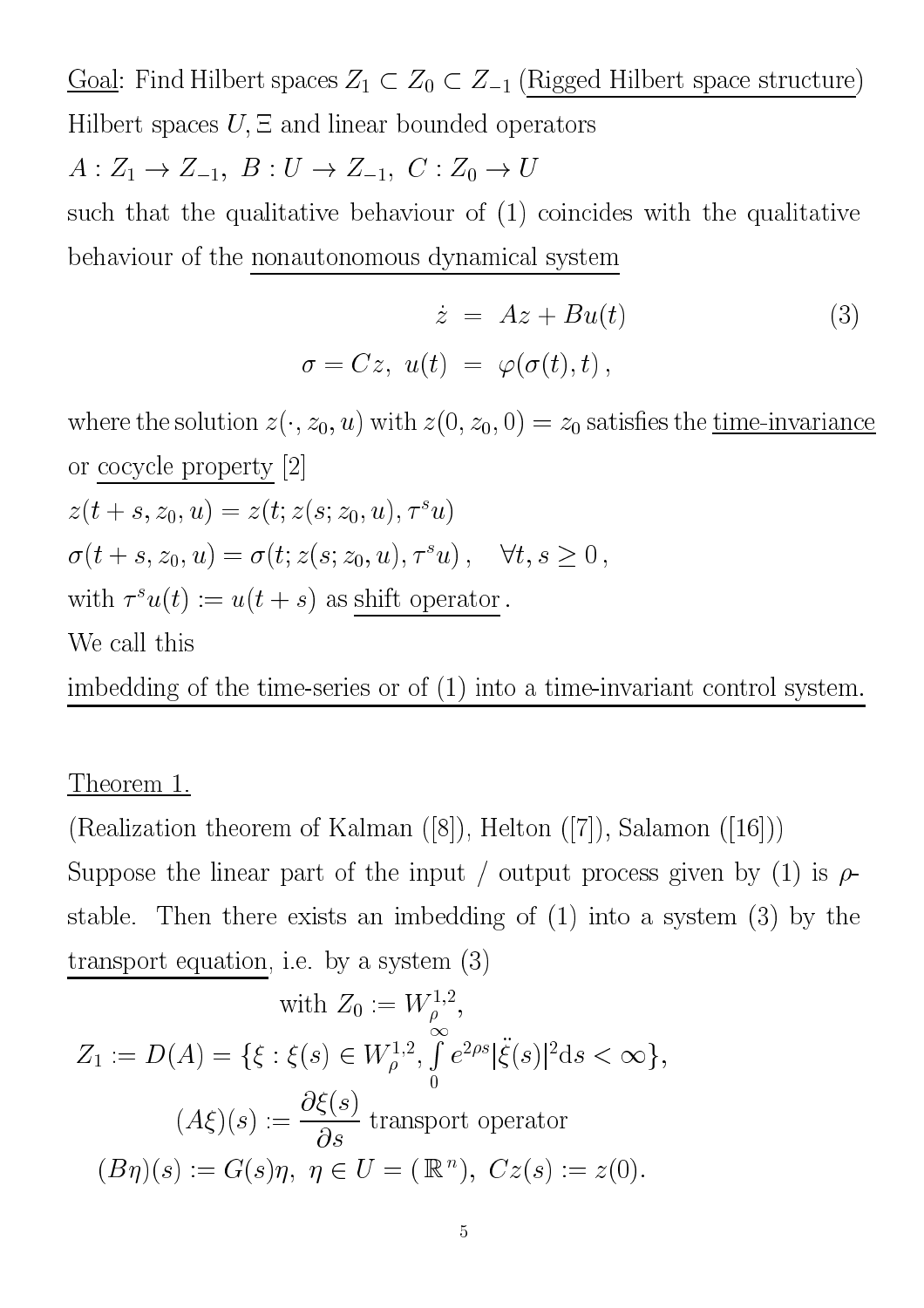<u>Goal</u>: Find Hilbert spaces $Z_1 \subset Z_0 \subset Z_{-1}$ (<u>Rigged Hilbert space structure</u>)
Hilbert spaces $U, \Xi$ and linear bounded operators

$A : Z_1 \to Z_{-1},\ B : U \to Z_{-1},\ C : Z_0 \to U$

such that the qualitative behaviour of (1) coincides with the qualitative behaviour of the <u>nonautonomous dynamical system</u>

$$
\begin{aligned}
\dot{z} &= Az + Bu(t) \\
\sigma = Cz,\ u(t) &= \varphi(\sigma(t), t)\,,
\end{aligned}
\tag{3}
$$

where the solution $z(\cdot, z_0, u)$ with $z(0, z_0, 0) = z_0$ satisfies the <u>time-invariance</u> or <u>cocycle property</u> [2]

$z(t + s, z_0, u) = z(t; z(s; z_0, u), \tau^s u)$

$\sigma(t + s, z_0, u) = \sigma(t; z(s; z_0, u), \tau^s u)\,, \quad \forall t, s \geq 0\,,$

with $\tau^s u(t) := u(t + s)$ as <u>shift operator</u>.

We call this

<u>imbedding of the time-series or of (1) into a time-invariant control system.</u>

<u>Theorem 1.</u>

(Realization theorem of Kalman ([8]), Helton ([7]), Salamon ([16]))

Suppose the linear part of the input / output process given by (1) is $\rho$-stable. Then there exists an imbedding of (1) into a system (3) by the <u>transport equation</u>, i.e. by a system (3)

$$
\text{with } Z_0 := W_\rho^{1,2},
$$

$$
Z_1 := D(A) = \{\xi : \xi(s) \in W_\rho^{1,2}, \int_0^\infty e^{2\rho s} |\ddot{\xi}(s)|^2 \mathrm{d}s < \infty\},
$$

$$
(A\xi)(s) := \frac{\partial \xi(s)}{\partial s} \text{ transport operator}
$$

$$
(B\eta)(s) := G(s)\eta,\ \eta \in U = (\mathbb{R}^n),\ Cz(s) := z(0).
$$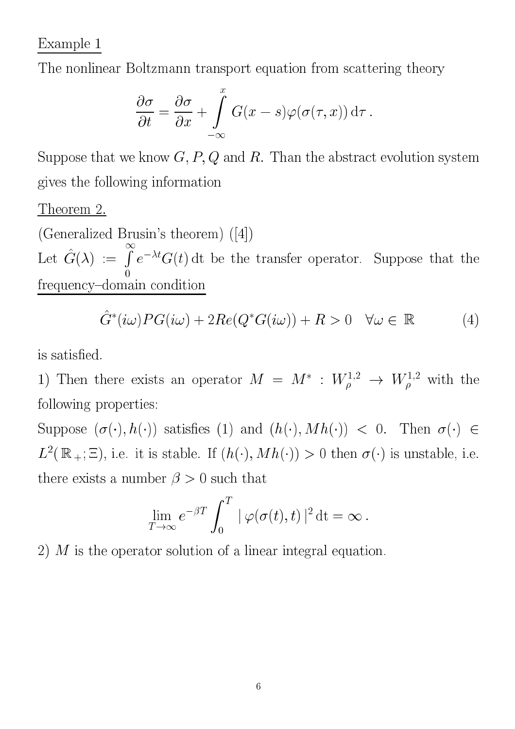Example 1

The nonlinear Boltzmann transport equation from scattering theory

$$\frac{\partial \sigma}{\partial t} = \frac{\partial \sigma}{\partial x} + \int\limits_{-\infty}^{x} G(x-s)\varphi(\sigma(\tau, x))\,\mathrm{d}\tau\,.$$

Suppose that we know $G, P, Q$ and $R$. Than the abstract evolution system gives the following information

Theorem 2.

(Generalized Brusin's theorem) ([4])

Let $\hat{G}(\lambda) := \int\limits_{0}^{\infty} e^{-\lambda t} G(t)\,\mathrm{d}t$ be the transfer operator. Suppose that the frequency–domain condition

$$\hat{G}^*(i\omega)PG(i\omega) + 2Re(Q^*G(i\omega)) + R > 0 \quad \forall \omega \in \mathbb{R} \tag{4}$$

is satisfied.

1) Then there exists an operator $M = M^* : W_\rho^{1,2} \to W_\rho^{1,2}$ with the following properties:

Suppose $(\sigma(\cdot), h(\cdot))$ satisfies (1) and $(h(\cdot), Mh(\cdot)) < 0$. Then $\sigma(\cdot) \in L^2(\mathbb{R}_+; \Xi)$, i.e. it is stable. If $(h(\cdot), Mh(\cdot)) > 0$ then $\sigma(\cdot)$ is unstable, i.e. there exists a number $\beta > 0$ such that

$$\lim_{T\to\infty} e^{-\beta T} \int_0^T |\,\varphi(\sigma(t), t)\,|^2\,\mathrm{d}t = \infty\,.$$

2) $M$ is the operator solution of a linear integral equation.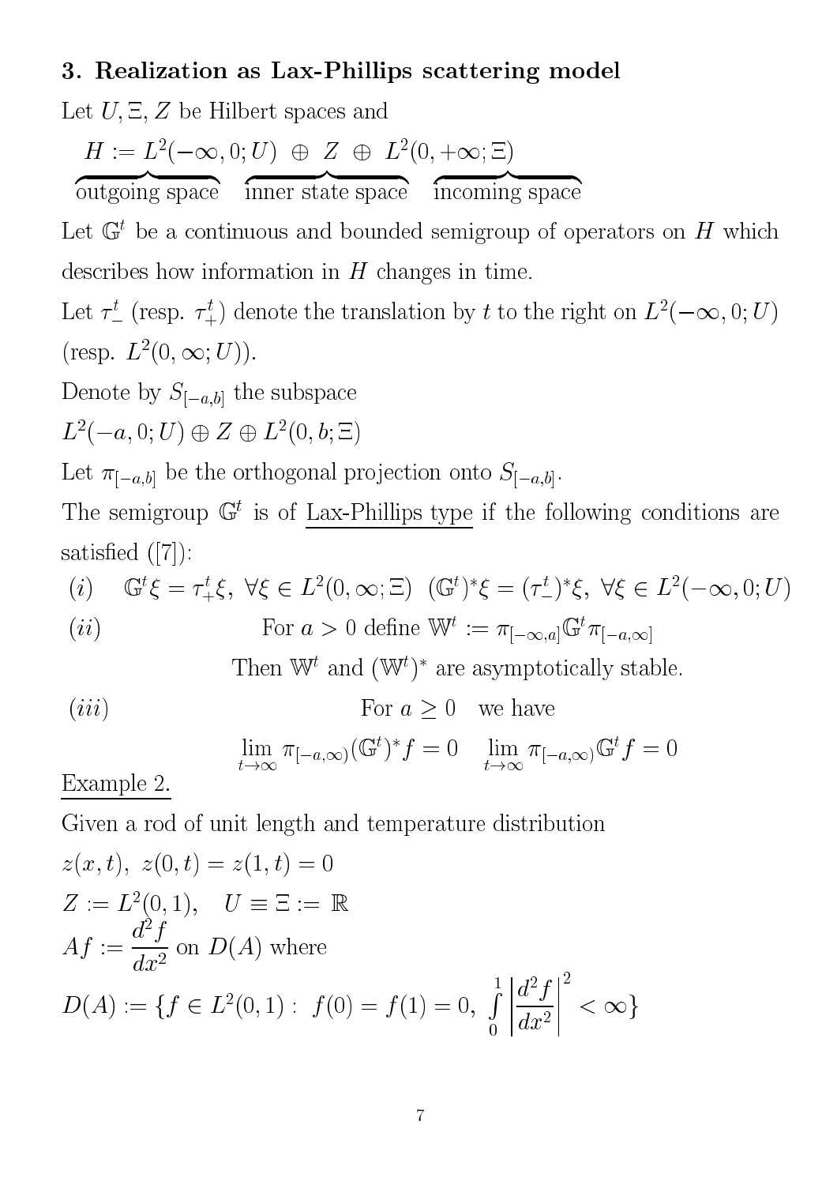### 3. Realization as Lax-Phillips scattering model

Let $U, \Xi, Z$ be Hilbert spaces and

$$H := \underbrace{L^2(-\infty, 0; U)}_{\text{outgoing space}} \oplus \underbrace{Z}_{\text{inner state space}} \oplus \underbrace{L^2(0, +\infty; \Xi)}_{\text{incoming space}}$$

Let $\mathbb{G}^t$ be a continuous and bounded semigroup of operators on $H$ which describes how information in $H$ changes in time.

Let $\tau_-^t$ (resp. $\tau_+^t$) denote the translation by $t$ to the right on $L^2(-\infty, 0; U)$ (resp. $L^2(0, \infty; U)$).

Denote by $S_{[-a,b]}$ the subspace

$L^2(-a, 0; U) \oplus Z \oplus L^2(0, b; \Xi)$

Let $\pi_{[-a,b]}$ be the orthogonal projection onto $S_{[-a,b]}$.

The semigroup $\mathbb{G}^t$ is of <u>Lax-Phillips type</u> if the following conditions are satisfied ([7]):

$(i)$ $\quad \mathbb{G}^t \xi = \tau_+^t \xi, \ \forall \xi \in L^2(0, \infty; \Xi) \ \ (\mathbb{G}^t)^* \xi = (\tau_-^t)^* \xi, \ \forall \xi \in L^2(-\infty, 0; U)$

$(ii)$ $\quad$ For $a > 0$ define $\mathbb{W}^t := \pi_{[-\infty,a]} \mathbb{G}^t \pi_{[-a,\infty]}$

Then $\mathbb{W}^t$ and $(\mathbb{W}^t)^*$ are asymptotically stable.

$(iii)$ $\quad$ For $a \geq 0$ we have

$$\lim_{t\to\infty} \pi_{[-a,\infty)} (\mathbb{G}^t)^* f = 0 \quad \lim_{t\to\infty} \pi_{[-a,\infty)} \mathbb{G}^t f = 0$$

<u>Example 2.</u>

Given a rod of unit length and temperature distribution

$z(x,t), \ z(0,t) = z(1,t) = 0$

$Z := L^2(0,1), \quad U \equiv \Xi := \mathbb{R}$

$Af := \dfrac{d^2 f}{dx^2}$ on $D(A)$ where

$D(A) := \{f \in L^2(0,1) : \ f(0) = f(1) = 0, \ \int\limits_0^1 \left| \dfrac{d^2 f}{dx^2} \right|^2 < \infty\}$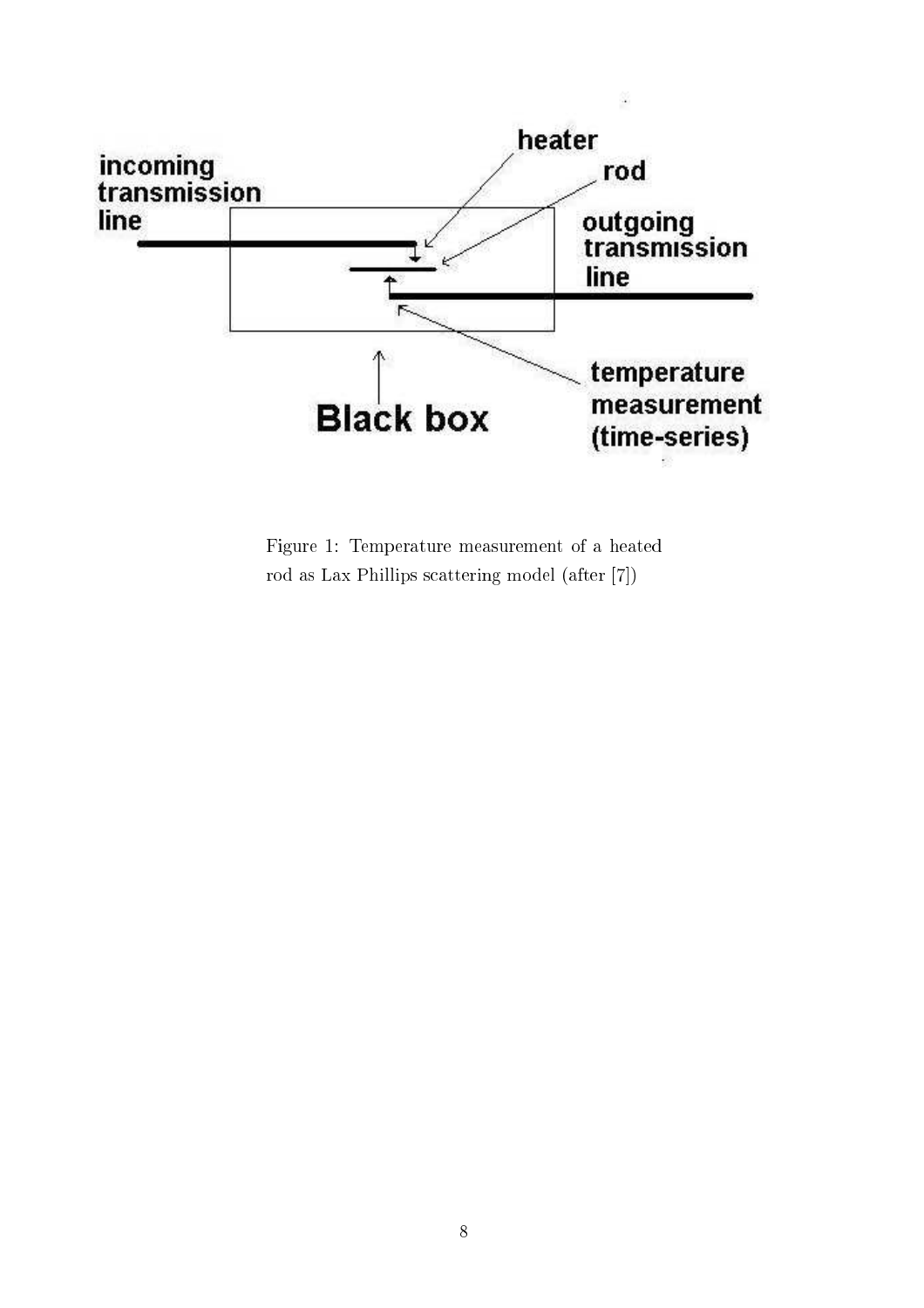Figure 1: Temperature measurement of a heated rod as Lax Phillips scattering model (after [7])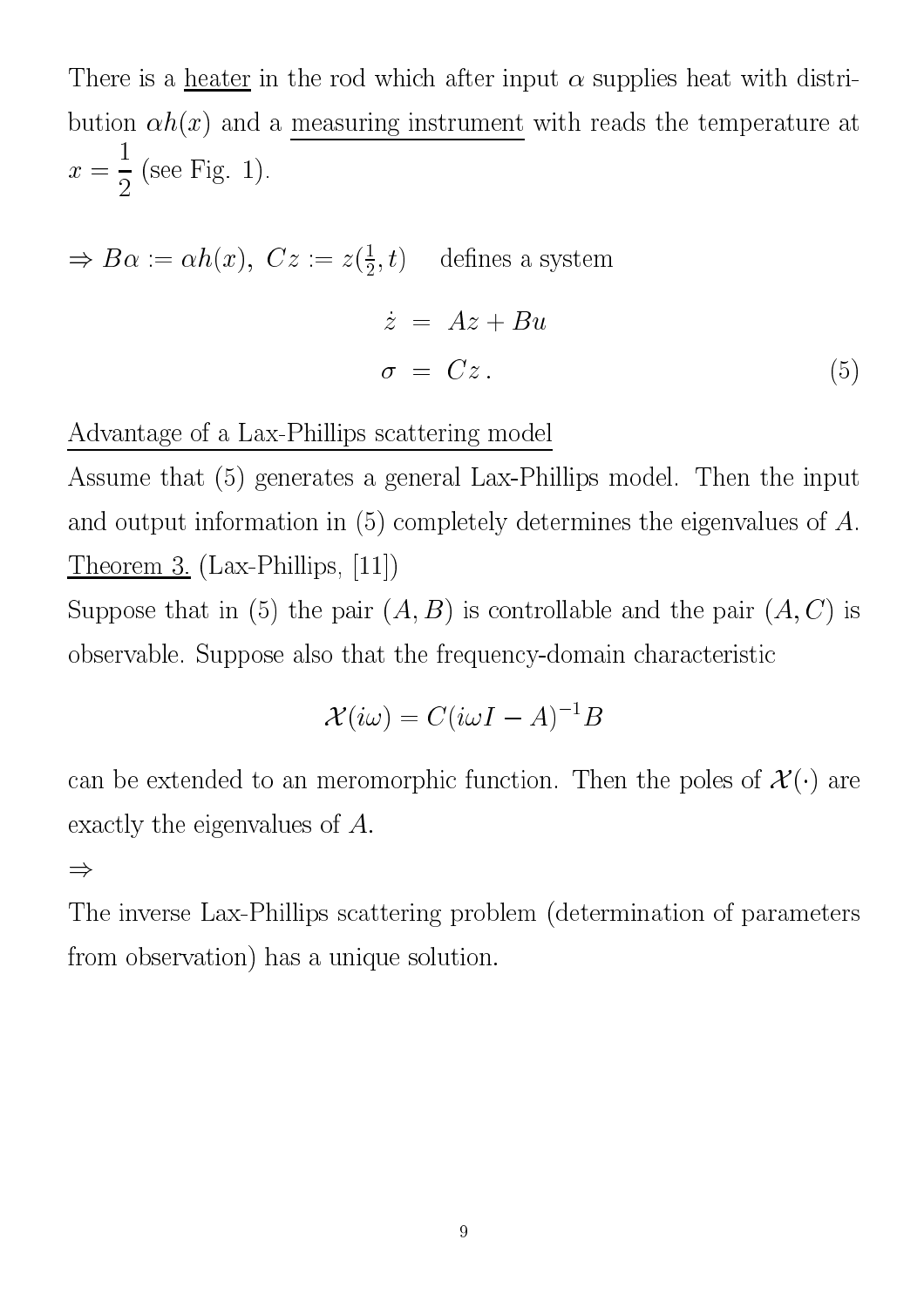There is a heater in the rod which after input $\alpha$ supplies heat with distribution $\alpha h(x)$ and a measuring instrument with reads the temperature at $x = \dfrac{1}{2}$ (see Fig. 1).

$\Rightarrow B\alpha := \alpha h(x),\ Cz := z(\frac{1}{2}, t)$ defines a system

$$
\begin{aligned}
\dot{z} &= Az + Bu \\
\sigma &= Cz\,.
\end{aligned}
\tag{5}
$$

Advantage of a Lax-Phillips scattering model

Assume that (5) generates a general Lax-Phillips model. Then the input and output information in (5) completely determines the eigenvalues of $A$.

Theorem 3. (Lax-Phillips, [11])

Suppose that in (5) the pair $(A, B)$ is controllable and the pair $(A, C)$ is observable. Suppose also that the frequency-domain characteristic

$$
\mathcal{X}(i\omega) = C(i\omega I - A)^{-1}B
$$

can be extended to an meromorphic function. Then the poles of $\mathcal{X}(\cdot)$ are exactly the eigenvalues of $A$.

$\Rightarrow$

The inverse Lax-Phillips scattering problem (determination of parameters from observation) has a unique solution.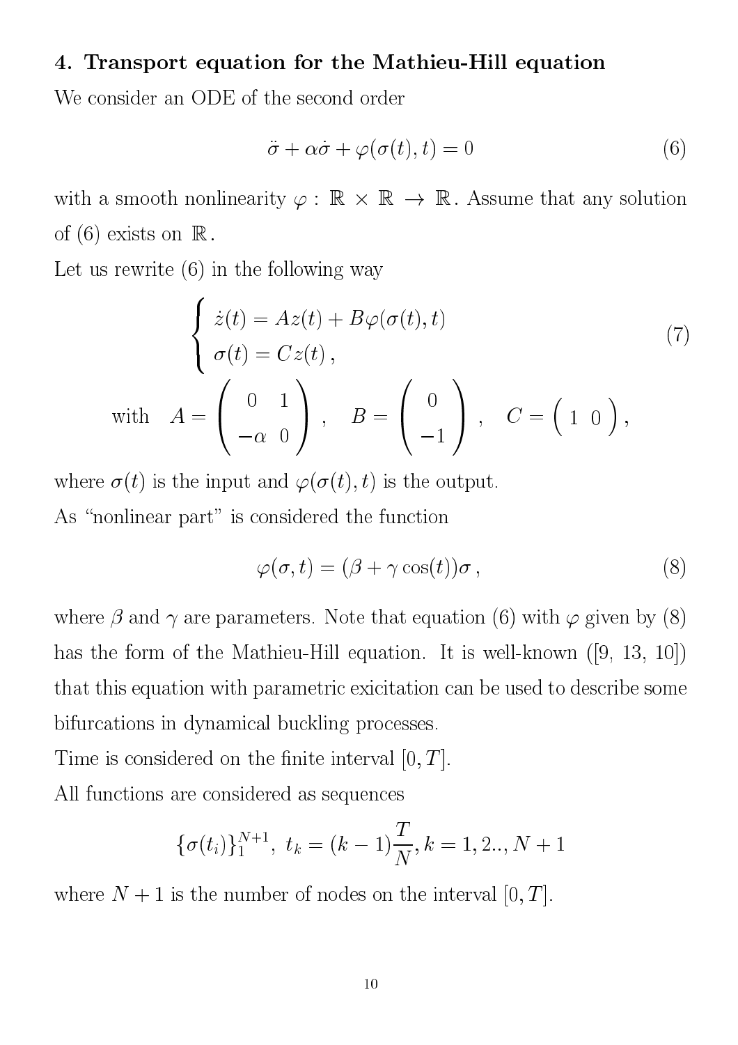## 4. Transport equation for the Mathieu-Hill equation

We consider an ODE of the second order

$$\ddot{\sigma} + \alpha\dot{\sigma} + \varphi(\sigma(t), t) = 0 \tag{6}$$

with a smooth nonlinearity $\varphi : \mathbb{R} \times \mathbb{R} \to \mathbb{R}$. Assume that any solution of (6) exists on $\mathbb{R}$.

Let us rewrite (6) in the following way

$$\begin{cases} \dot{z}(t) = Az(t) + B\varphi(\sigma(t), t) \\ \sigma(t) = Cz(t)\,, \end{cases} \tag{7}$$

$$\text{with} \quad A = \begin{pmatrix} 0 & 1 \\ -\alpha & 0 \end{pmatrix}, \quad B = \begin{pmatrix} 0 \\ -1 \end{pmatrix}, \quad C = \begin{pmatrix} 1 & 0 \end{pmatrix},$$

where $\sigma(t)$ is the input and $\varphi(\sigma(t), t)$ is the output.

As "nonlinear part" is considered the function

$$\varphi(\sigma, t) = (\beta + \gamma\cos(t))\sigma\,, \tag{8}$$

where $\beta$ and $\gamma$ are parameters. Note that equation (6) with $\varphi$ given by (8) has the form of the Mathieu-Hill equation. It is well-known ([9, 13, 10]) that this equation with parametric exicitation can be used to describe some bifurcations in dynamical buckling processes.

Time is considered on the finite interval $[0, T]$.

All functions are considered as sequences

$$\{\sigma(t_i)\}_1^{N+1},\ t_k = (k-1)\frac{T}{N}, k = 1, 2.., N+1$$

where $N+1$ is the number of nodes on the interval $[0, T]$.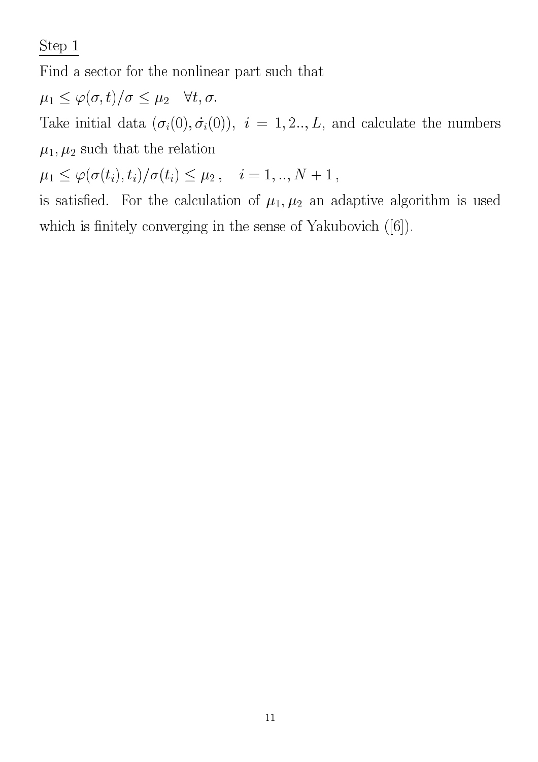<u>Step 1</u>

Find a sector for the nonlinear part such that

$\mu_1 \le \varphi(\sigma, t)/\sigma \le \mu_2 \quad \forall t, \sigma.$

Take initial data $(\sigma_i(0), \dot{\sigma}_i(0)),\ i = 1, 2.., L$, and calculate the numbers $\mu_1, \mu_2$ such that the relation

$\mu_1 \le \varphi(\sigma(t_i), t_i)/\sigma(t_i) \le \mu_2\,, \quad i = 1, .., N+1\,,$

is satisfied. For the calculation of $\mu_1, \mu_2$ an adaptive algorithm is used which is finitely converging in the sense of Yakubovich ([6]).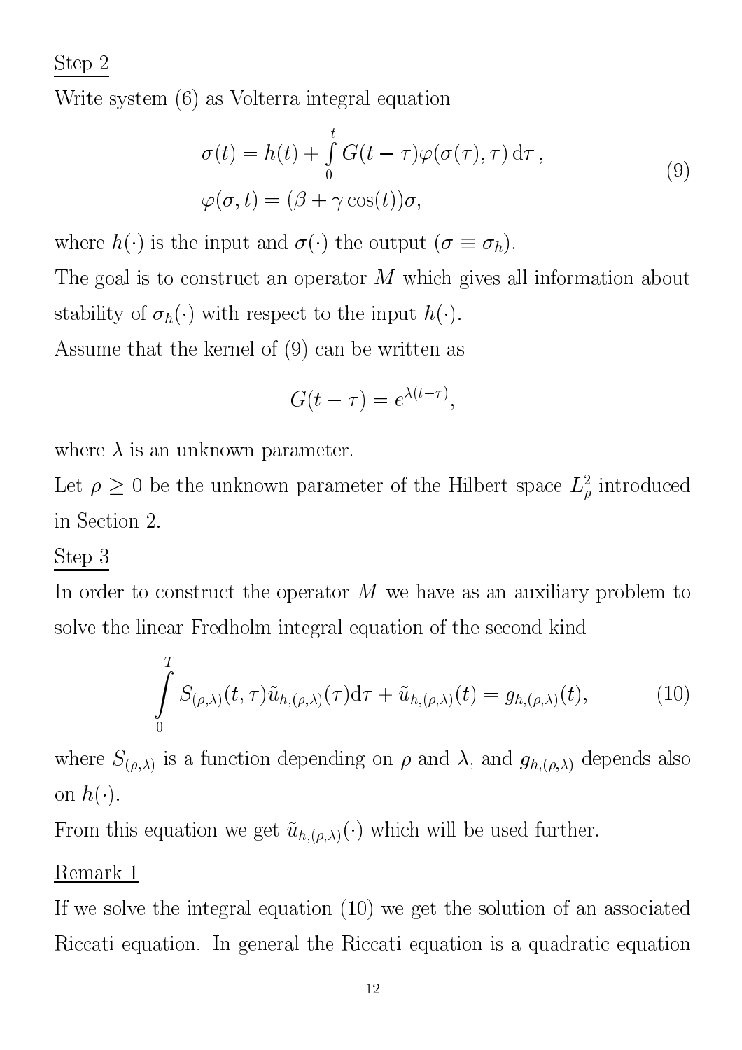Step 2

Write system (6) as Volterra integral equation

$$
\begin{aligned}
\sigma(t) &= h(t) + \int_0^t G(t-\tau)\varphi(\sigma(\tau),\tau)\,\mathrm{d}\tau\,, \\
\varphi(\sigma,t) &= (\beta + \gamma\cos(t))\sigma,
\end{aligned}
\tag{9}
$$

where $h(\cdot)$ is the input and $\sigma(\cdot)$ the output ($\sigma \equiv \sigma_h$).

The goal is to construct an operator $M$ which gives all information about stability of $\sigma_h(\cdot)$ with respect to the input $h(\cdot)$.

Assume that the kernel of (9) can be written as

$$
G(t-\tau) = e^{\lambda(t-\tau)},
$$

where $\lambda$ is an unknown parameter.

Let $\rho \geq 0$ be the unknown parameter of the Hilbert space $L^2_\rho$ introduced in Section 2.

Step 3

In order to construct the operator $M$ we have as an auxiliary problem to solve the linear Fredholm integral equation of the second kind

$$
\int_0^T S_{(\rho,\lambda)}(t,\tau)\tilde{u}_{h,(\rho,\lambda)}(\tau)\mathrm{d}\tau + \tilde{u}_{h,(\rho,\lambda)}(t) = g_{h,(\rho,\lambda)}(t),
\tag{10}
$$

where $S_{(\rho,\lambda)}$ is a function depending on $\rho$ and $\lambda$, and $g_{h,(\rho,\lambda)}$ depends also on $h(\cdot)$.

From this equation we get $\tilde{u}_{h,(\rho,\lambda)}(\cdot)$ which will be used further.

Remark 1

If we solve the integral equation (10) we get the solution of an associated Riccati equation. In general the Riccati equation is a quadratic equation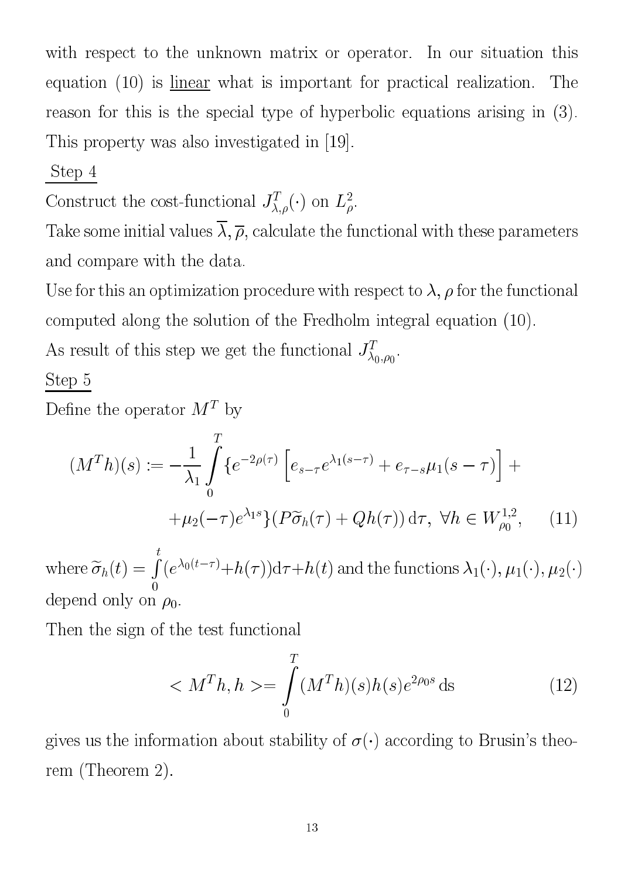with respect to the unknown matrix or operator. In our situation this equation (10) is <u>linear</u> what is important for practical realization. The reason for this is the special type of hyperbolic equations arising in (3). This property was also investigated in [19].

<u>Step 4</u>

Construct the cost-functional $J^T_{\lambda,\rho}(\cdot)$ on $L^2_\rho$.

Take some initial values $\overline{\lambda}, \overline{\rho}$, calculate the functional with these parameters and compare with the data.

Use for this an optimization procedure with respect to $\lambda, \rho$ for the functional computed along the solution of the Fredholm integral equation (10).

As result of this step we get the functional $J^T_{\lambda_0,\rho_0}$.

<u>Step 5</u>

Define the operator $M^T$ by

$$(M^T h)(s) := -\frac{1}{\lambda_1} \int_0^T \{ e^{-2\rho(\tau)} \left[ e_{s-\tau} e^{\lambda_1 (s-\tau)} + e_{\tau - s} \mu_1 (s-\tau) \right] + \\ + \mu_2(-\tau) e^{\lambda_1 s} \} (P \widetilde{\sigma}_h(\tau) + Q h(\tau)) \, \mathrm{d}\tau, \ \forall h \in W^{1,2}_{\rho_0}, \qquad (11)$$

where $\widetilde{\sigma}_h(t) = \int_0^t (e^{\lambda_0 (t-\tau)} + h(\tau)) \mathrm{d}\tau + h(t)$ and the functions $\lambda_1(\cdot), \mu_1(\cdot), \mu_2(\cdot)$ depend only on $\rho_0$.

Then the sign of the test functional

$$< M^T h, h > = \int_0^T (M^T h)(s) h(s) e^{2\rho_0 s} \, \mathrm{ds} \qquad (12)$$

gives us the information about stability of $\sigma(\cdot)$ according to Brusin's theorem (Theorem 2).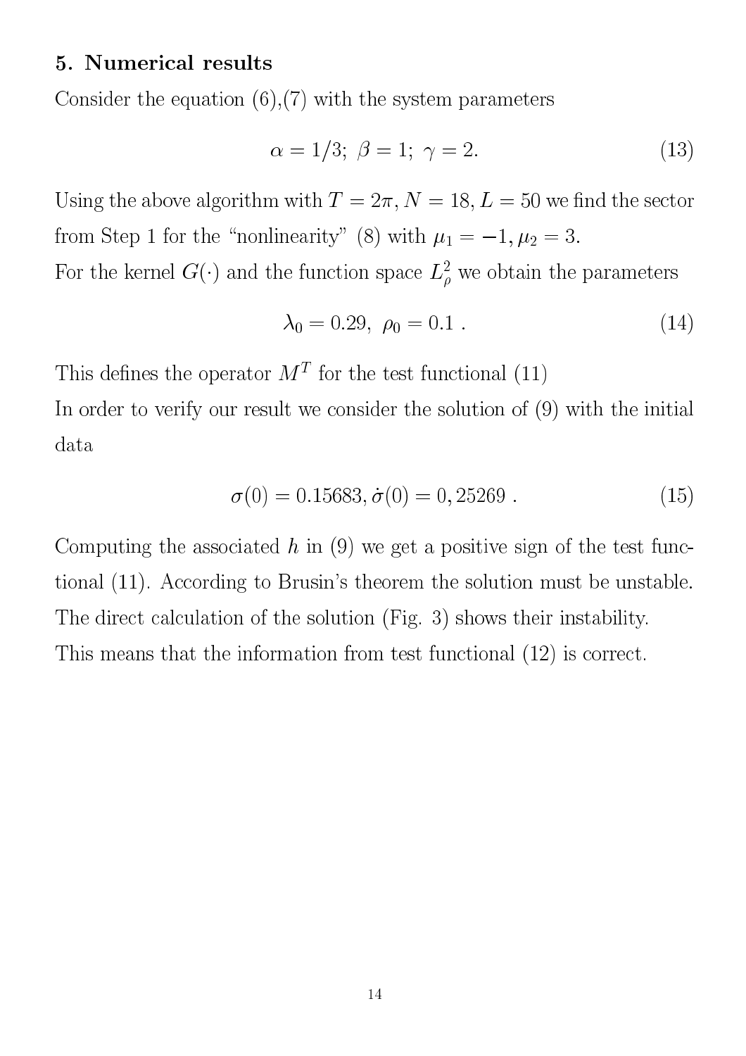## 5. Numerical results

Consider the equation (6),(7) with the system parameters

$$\alpha = 1/3;\ \beta = 1;\ \gamma = 2. \tag{13}$$

Using the above algorithm with $T = 2\pi, N = 18, L = 50$ we find the sector from Step 1 for the "nonlinearity" (8) with $\mu_1 = -1, \mu_2 = 3$.
For the kernel $G(\cdot)$ and the function space $L^2_\rho$ we obtain the parameters

$$\lambda_0 = 0.29,\ \rho_0 = 0.1\ . \tag{14}$$

This defines the operator $M^T$ for the test functional (11)
In order to verify our result we consider the solution of (9) with the initial data

$$\sigma(0) = 0.15683, \dot{\sigma}(0) = 0,25269\ . \tag{15}$$

Computing the associated $h$ in (9) we get a positive sign of the test functional (11). According to Brusin's theorem the solution must be unstable. The direct calculation of the solution (Fig. 3) shows their instability.
This means that the information from test functional (12) is correct.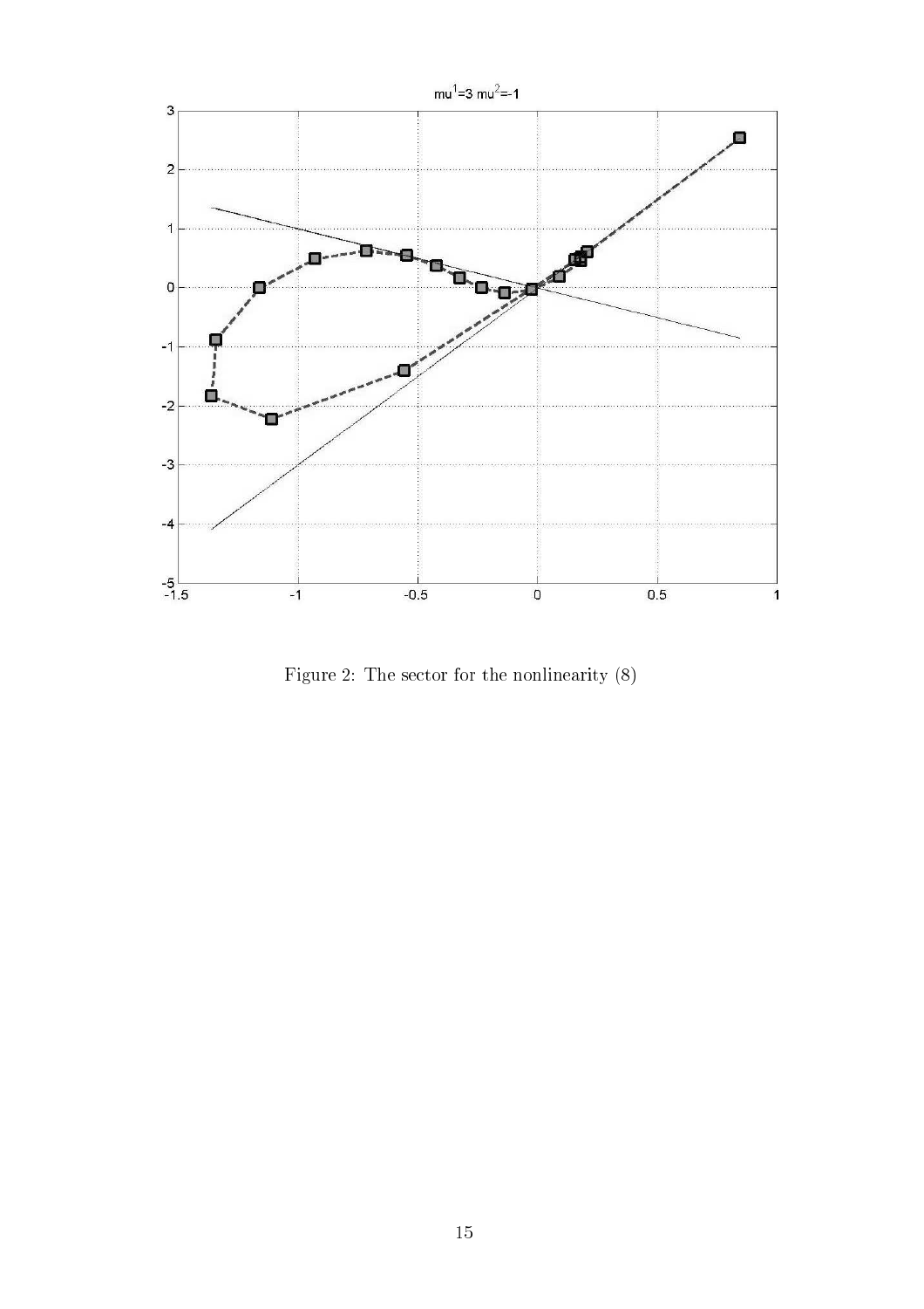Figure 2: The sector for the nonlinearity (8)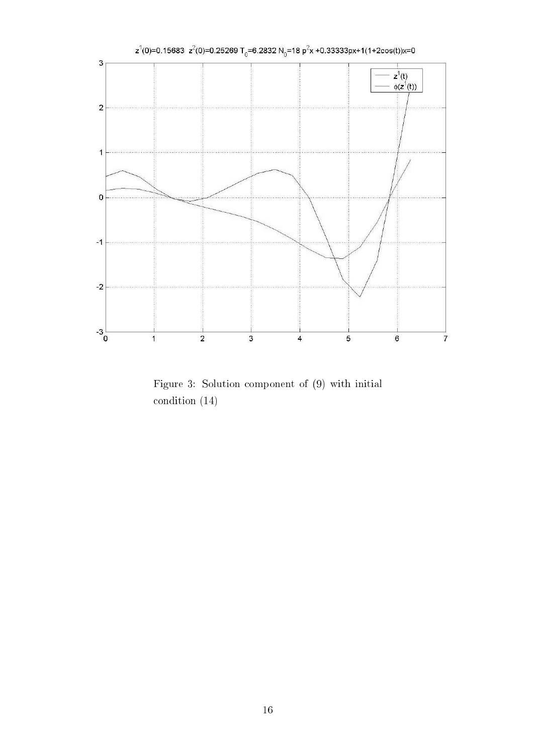Figure 3: Solution component of (9) with initial condition (14)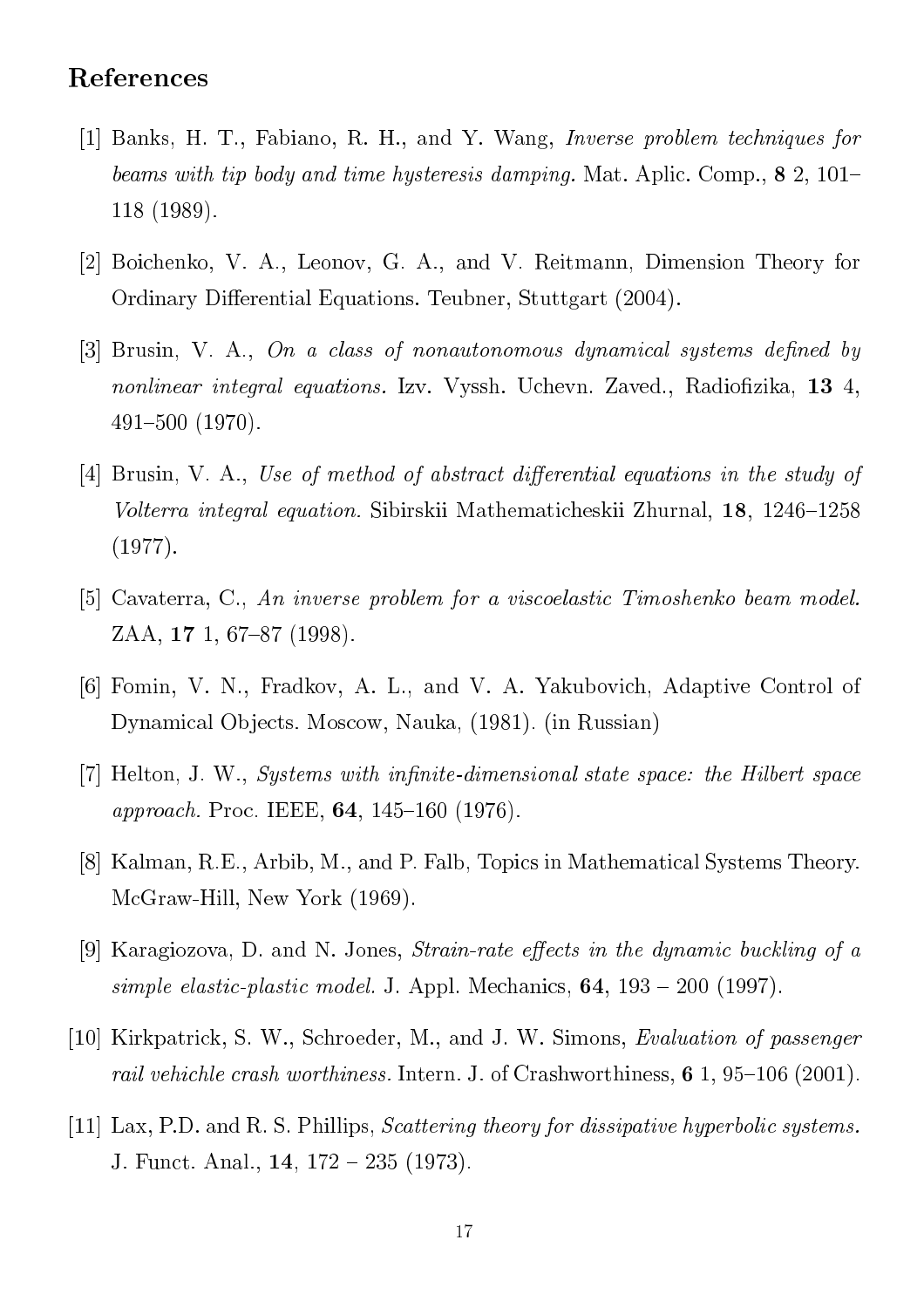## References

[1] Banks, H. T., Fabiano, R. H., and Y. Wang, *Inverse problem techniques for beams with tip body and time hysteresis damping.* Mat. Aplic. Comp., **8** 2, 101–118 (1989).

[2] Boichenko, V. A., Leonov, G. A., and V. Reitmann, Dimension Theory for Ordinary Differential Equations. Teubner, Stuttgart (2004).

[3] Brusin, V. A., *On a class of nonautonomous dynamical systems defined by nonlinear integral equations.* Izv. Vyssh. Uchevn. Zaved., Radiofizika, **13** 4, 491–500 (1970).

[4] Brusin, V. A., *Use of method of abstract differential equations in the study of Volterra integral equation.* Sibirskii Mathematicheskii Zhurnal, **18**, 1246–1258 (1977).

[5] Cavaterra, C., *An inverse problem for a viscoelastic Timoshenko beam model.* ZAA, **17** 1, 67–87 (1998).

[6] Fomin, V. N., Fradkov, A. L., and V. A. Yakubovich, Adaptive Control of Dynamical Objects. Moscow, Nauka, (1981). (in Russian)

[7] Helton, J. W., *Systems with infinite-dimensional state space: the Hilbert space approach.* Proc. IEEE, **64**, 145–160 (1976).

[8] Kalman, R.E., Arbib, M., and P. Falb, Topics in Mathematical Systems Theory. McGraw-Hill, New York (1969).

[9] Karagiozova, D. and N. Jones, *Strain-rate effects in the dynamic buckling of a simple elastic-plastic model.* J. Appl. Mechanics, **64**, 193 – 200 (1997).

[10] Kirkpatrick, S. W., Schroeder, M., and J. W. Simons, *Evaluation of passenger rail vehichle crash worthiness.* Intern. J. of Crashworthiness, **6** 1, 95–106 (2001).

[11] Lax, P.D. and R. S. Phillips, *Scattering theory for dissipative hyperbolic systems.* J. Funct. Anal., **14**, 172 – 235 (1973).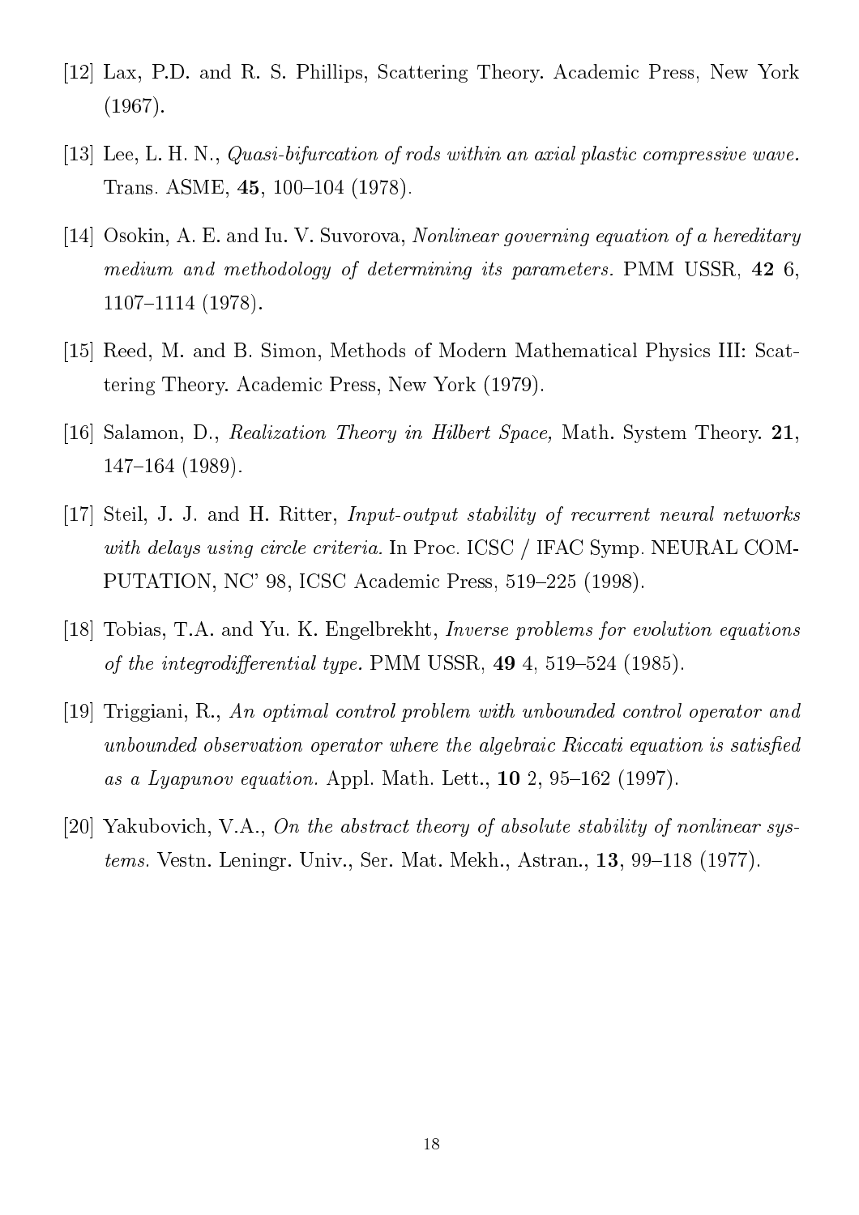[12] Lax, P.D. and R. S. Phillips, Scattering Theory. Academic Press, New York (1967).

[13] Lee, L. H. N., *Quasi-bifurcation of rods within an axial plastic compressive wave.* Trans. ASME, **45**, 100–104 (1978).

[14] Osokin, A. E. and Iu. V. Suvorova, *Nonlinear governing equation of a hereditary medium and methodology of determining its parameters.* PMM USSR, **42** 6, 1107–1114 (1978).

[15] Reed, M. and B. Simon, Methods of Modern Mathematical Physics III: Scattering Theory. Academic Press, New York (1979).

[16] Salamon, D., *Realization Theory in Hilbert Space,* Math. System Theory. **21**, 147–164 (1989).

[17] Steil, J. J. and H. Ritter, *Input-output stability of recurrent neural networks with delays using circle criteria.* In Proc. ICSC / IFAC Symp. NEURAL COMPUTATION, NC' 98, ICSC Academic Press, 519–225 (1998).

[18] Tobias, T.A. and Yu. K. Engelbrekht, *Inverse problems for evolution equations of the integrodifferential type.* PMM USSR, **49** 4, 519–524 (1985).

[19] Triggiani, R., *An optimal control problem with unbounded control operator and unbounded observation operator where the algebraic Riccati equation is satisfied as a Lyapunov equation.* Appl. Math. Lett., **10** 2, 95–162 (1997).

[20] Yakubovich, V.A., *On the abstract theory of absolute stability of nonlinear systems.* Vestn. Leningr. Univ., Ser. Mat. Mekh., Astran., **13**, 99–118 (1977).